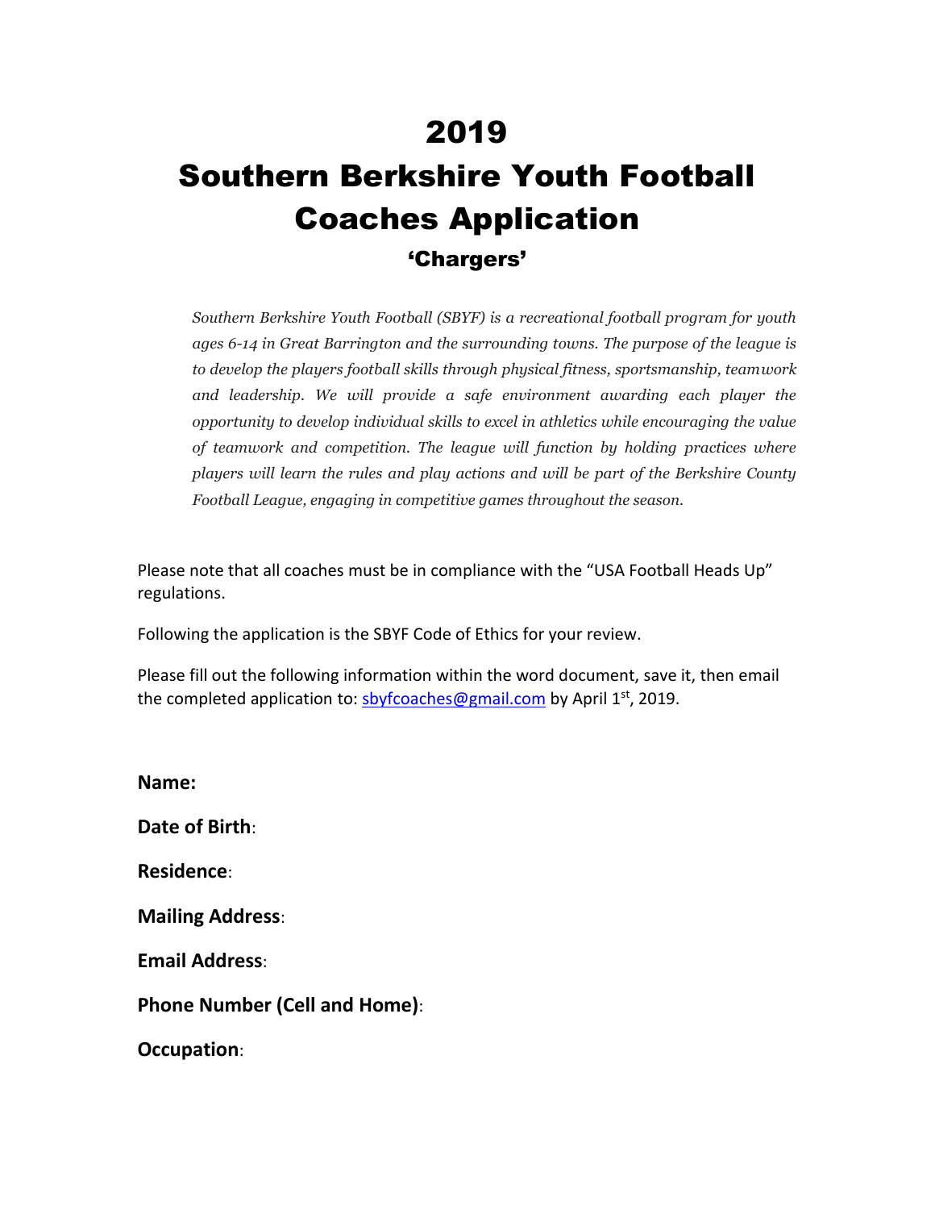# 2019

# Southern Berkshire Youth Football Coaches Application

## 'Chargers'

*Southern Berkshire Youth Football (SBYF) is a recreational football program for youth ages 6-14 in Great Barrington and the surrounding towns. The purpose of the league is to develop the players football skills through physical fitness, sportsmanship, teamwork and leadership. We will provide a safe environment awarding each player the opportunity to develop individual skills to excel in athletics while encouraging the value of teamwork and competition. The league will function by holding practices where players will learn the rules and play actions and will be part of the Berkshire County Football League, engaging in competitive games throughout the season.*

Please note that all coaches must be in compliance with the "USA Football Heads Up" regulations.

Following the application is the SBYF Code of Ethics for your review.

Please fill out the following information within the word document, save it, then email the completed application to: sbyfcoaches@gmail.com by April 1st, 2019.

**Name:**

**Date of Birth**:

**Residence**:

**Mailing Address**:

**Email Address**:

**Phone Number (Cell and Home)**:

**Occupation**: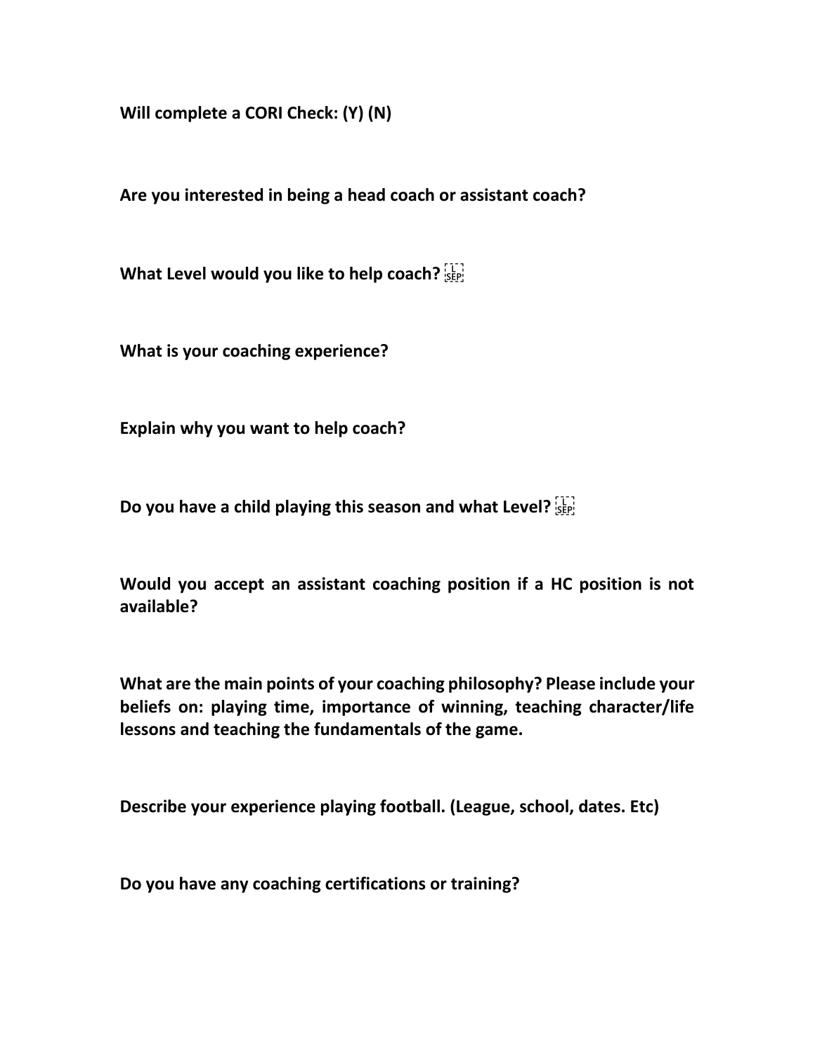**Will complete a CORI Check: (Y) (N)**

**Are you interested in being a head coach or assistant coach?**

**What Level would you like to help coach?**

**What is your coaching experience?**

**Explain why you want to help coach?**

**Do you have a child playing this season and what Level?**

**Would you accept an assistant coaching position if a HC position is not available?**

**What are the main points of your coaching philosophy? Please include your beliefs on: playing time, importance of winning, teaching character/life lessons and teaching the fundamentals of the game.**

**Describe your experience playing football. (League, school, dates. Etc)**

**Do you have any coaching certifications or training?**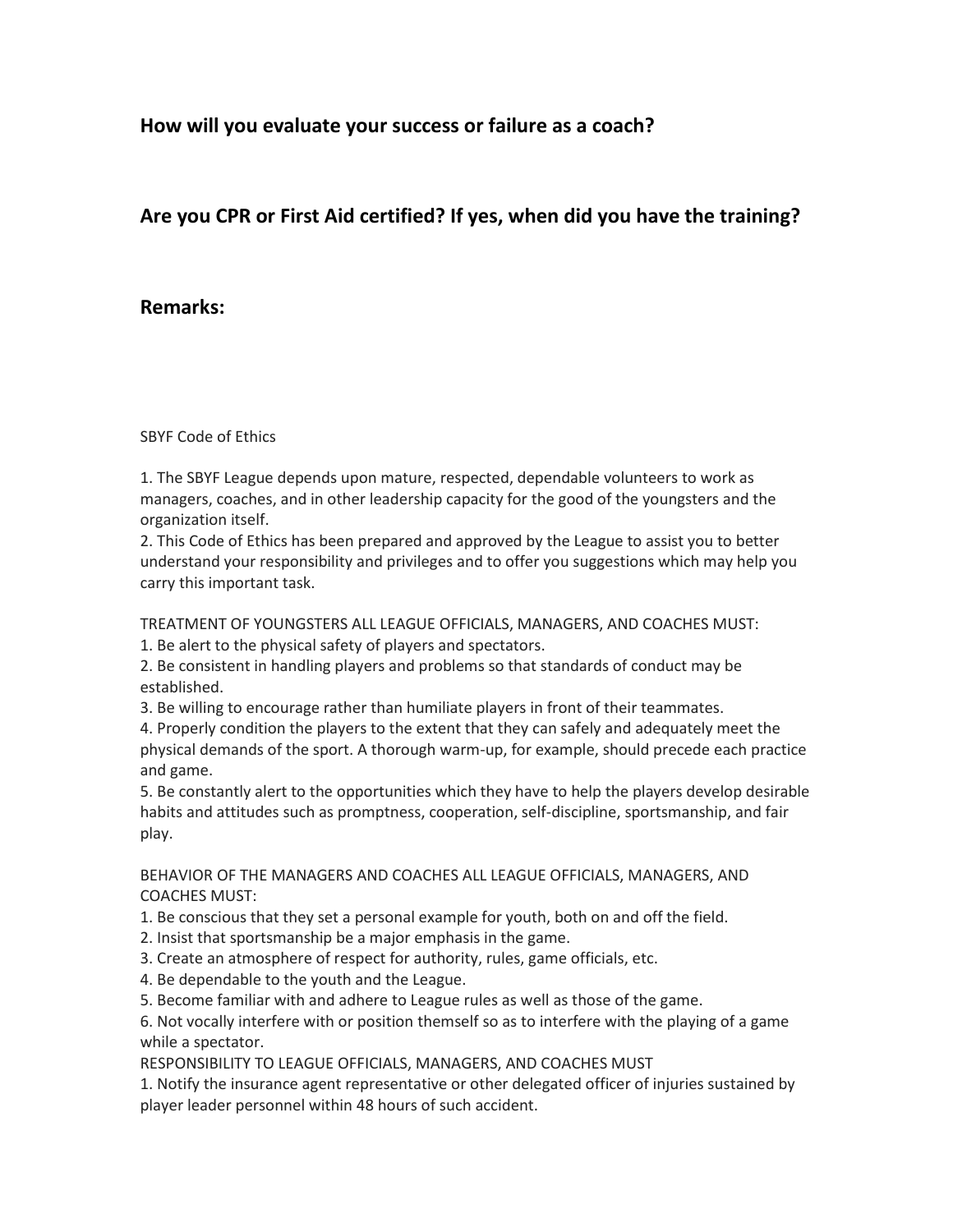**How will you evaluate your success or failure as a coach?**

**Are you CPR or First Aid certified? If yes, when did you have the training?**

**Remarks:**

SBYF Code of Ethics

1. The SBYF League depends upon mature, respected, dependable volunteers to work as managers, coaches, and in other leadership capacity for the good of the youngsters and the organization itself.
2. This Code of Ethics has been prepared and approved by the League to assist you to better understand your responsibility and privileges and to offer you suggestions which may help you carry this important task.

TREATMENT OF YOUNGSTERS ALL LEAGUE OFFICIALS, MANAGERS, AND COACHES MUST:

1. Be alert to the physical safety of players and spectators.
2. Be consistent in handling players and problems so that standards of conduct may be established.
3. Be willing to encourage rather than humiliate players in front of their teammates.
4. Properly condition the players to the extent that they can safely and adequately meet the physical demands of the sport. A thorough warm-up, for example, should precede each practice and game.
5. Be constantly alert to the opportunities which they have to help the players develop desirable habits and attitudes such as promptness, cooperation, self-discipline, sportsmanship, and fair play.

BEHAVIOR OF THE MANAGERS AND COACHES ALL LEAGUE OFFICIALS, MANAGERS, AND COACHES MUST:

1. Be conscious that they set a personal example for youth, both on and off the field.
2. Insist that sportsmanship be a major emphasis in the game.
3. Create an atmosphere of respect for authority, rules, game officials, etc.
4. Be dependable to the youth and the League.
5. Become familiar with and adhere to League rules as well as those of the game.
6. Not vocally interfere with or position themself so as to interfere with the playing of a game while a spectator.

RESPONSIBILITY TO LEAGUE OFFICIALS, MANAGERS, AND COACHES MUST

1. Notify the insurance agent representative or other delegated officer of injuries sustained by player leader personnel within 48 hours of such accident.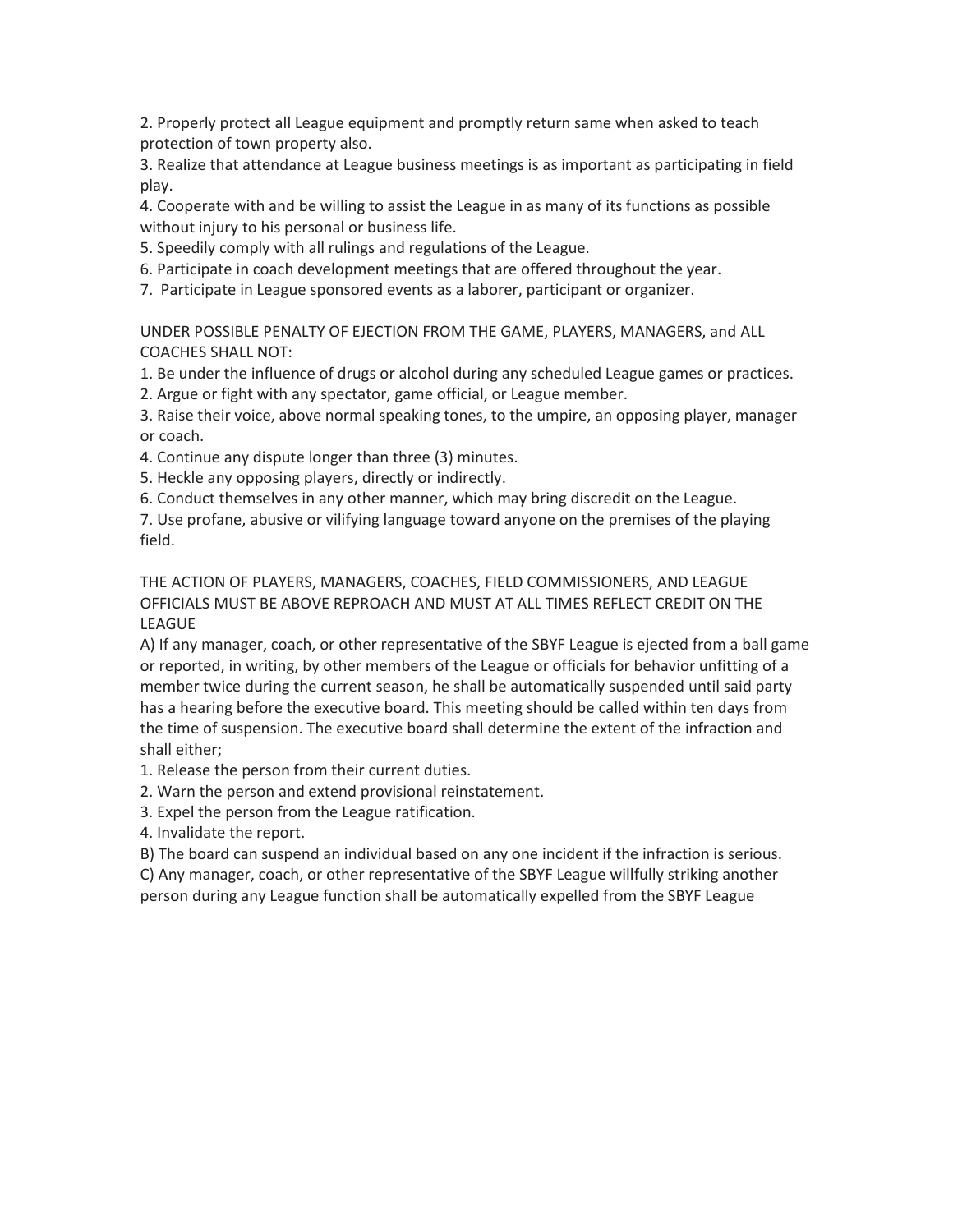2. Properly protect all League equipment and promptly return same when asked to teach protection of town property also.
3. Realize that attendance at League business meetings is as important as participating in field play.
4. Cooperate with and be willing to assist the League in as many of its functions as possible without injury to his personal or business life.
5. Speedily comply with all rulings and regulations of the League.
6. Participate in coach development meetings that are offered throughout the year.
7. Participate in League sponsored events as a laborer, participant or organizer.

UNDER POSSIBLE PENALTY OF EJECTION FROM THE GAME, PLAYERS, MANAGERS, and ALL COACHES SHALL NOT:

1. Be under the influence of drugs or alcohol during any scheduled League games or practices.
2. Argue or fight with any spectator, game official, or League member.
3. Raise their voice, above normal speaking tones, to the umpire, an opposing player, manager or coach.
4. Continue any dispute longer than three (3) minutes.
5. Heckle any opposing players, directly or indirectly.
6. Conduct themselves in any other manner, which may bring discredit on the League.
7. Use profane, abusive or vilifying language toward anyone on the premises of the playing field.

THE ACTION OF PLAYERS, MANAGERS, COACHES, FIELD COMMISSIONERS, AND LEAGUE OFFICIALS MUST BE ABOVE REPROACH AND MUST AT ALL TIMES REFLECT CREDIT ON THE LEAGUE

A) If any manager, coach, or other representative of the SBYF League is ejected from a ball game or reported, in writing, by other members of the League or officials for behavior unfitting of a member twice during the current season, he shall be automatically suspended until said party has a hearing before the executive board. This meeting should be called within ten days from the time of suspension. The executive board shall determine the extent of the infraction and shall either;

1. Release the person from their current duties.
2. Warn the person and extend provisional reinstatement.
3. Expel the person from the League ratification.
4. Invalidate the report.

B) The board can suspend an individual based on any one incident if the infraction is serious.

C) Any manager, coach, or other representative of the SBYF League willfully striking another person during any League function shall be automatically expelled from the SBYF League